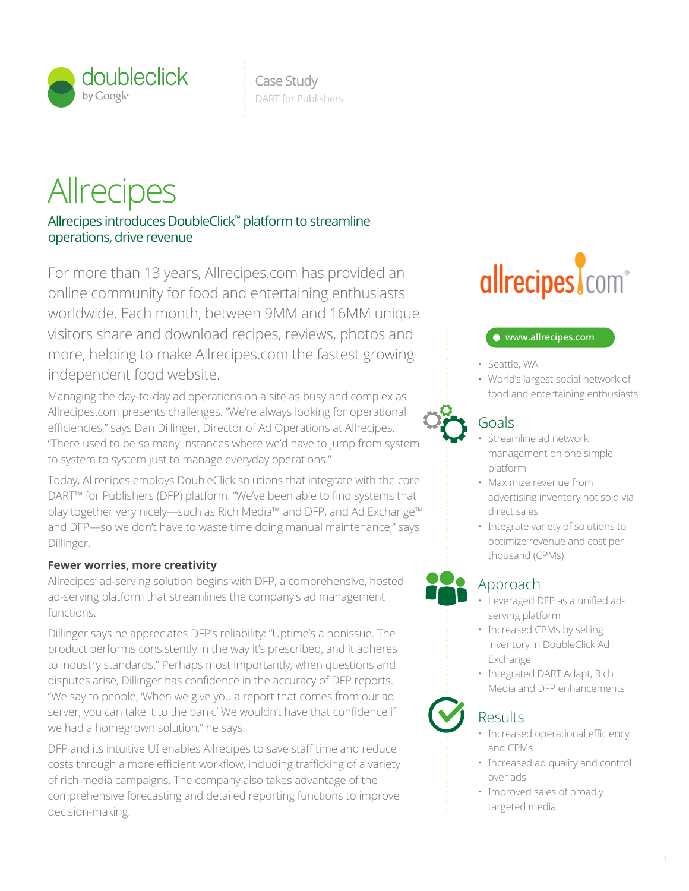doubleclick by Google

Case Study
DART for Publishers

# Allrecipes

## Allrecipes introduces DoubleClick™ platform to streamline operations, drive revenue

For more than 13 years, Allrecipes.com has provided an online community for food and entertaining enthusiasts worldwide. Each month, between 9MM and 16MM unique visitors share and download recipes, reviews, photos and more, helping to make Allrecipes.com the fastest growing independent food website.

Managing the day-to-day ad operations on a site as busy and complex as Allrecipes.com presents challenges. "We're always looking for operational efficiencies," says Dan Dillinger, Director of Ad Operations at Allrecipes. "There used to be so many instances where we'd have to jump from system to system to system just to manage everyday operations."

Today, Allrecipes employs DoubleClick solutions that integrate with the core DART™ for Publishers (DFP) platform. "We've been able to find systems that play together very nicely—such as Rich Media™ and DFP, and Ad Exchange™ and DFP—so we don't have to waste time doing manual maintenance," says Dillinger.

**Fewer worries, more creativity**

Allrecipes' ad-serving solution begins with DFP, a comprehensive, hosted ad-serving platform that streamlines the company's ad management functions.

Dillinger says he appreciates DFP's reliability: "Uptime's a nonissue. The product performs consistently in the way it's prescribed, and it adheres to industry standards." Perhaps most importantly, when questions and disputes arise, Dillinger has confidence in the accuracy of DFP reports. "We say to people, 'When we give you a report that comes from our ad server, you can take it to the bank.' We wouldn't have that confidence if we had a homegrown solution," he says.

DFP and its intuitive UI enables Allrecipes to save staff time and reduce costs through a more efficient workflow, including trafficking of a variety of rich media campaigns. The company also takes advantage of the comprehensive forecasting and detailed reporting functions to improve decision-making.

allrecipes.com

www.allrecipes.com

- Seattle, WA
- World's largest social network of food and entertaining enthusiasts

### Goals

- Streamline ad network management on one simple platform
- Maximize revenue from advertising inventory not sold via direct sales
- Integrate variety of solutions to optimize revenue and cost per thousand (CPMs)

### Approach

- Leveraged DFP as a unified ad-serving platform
- Increased CPMs by selling inventory in DoubleClick Ad Exchange
- Integrated DART Adapt, Rich Media and DFP enhancements

### Results

- Increased operational efficiency and CPMs
- Increased ad quality and control over ads
- Improved sales of broadly targeted media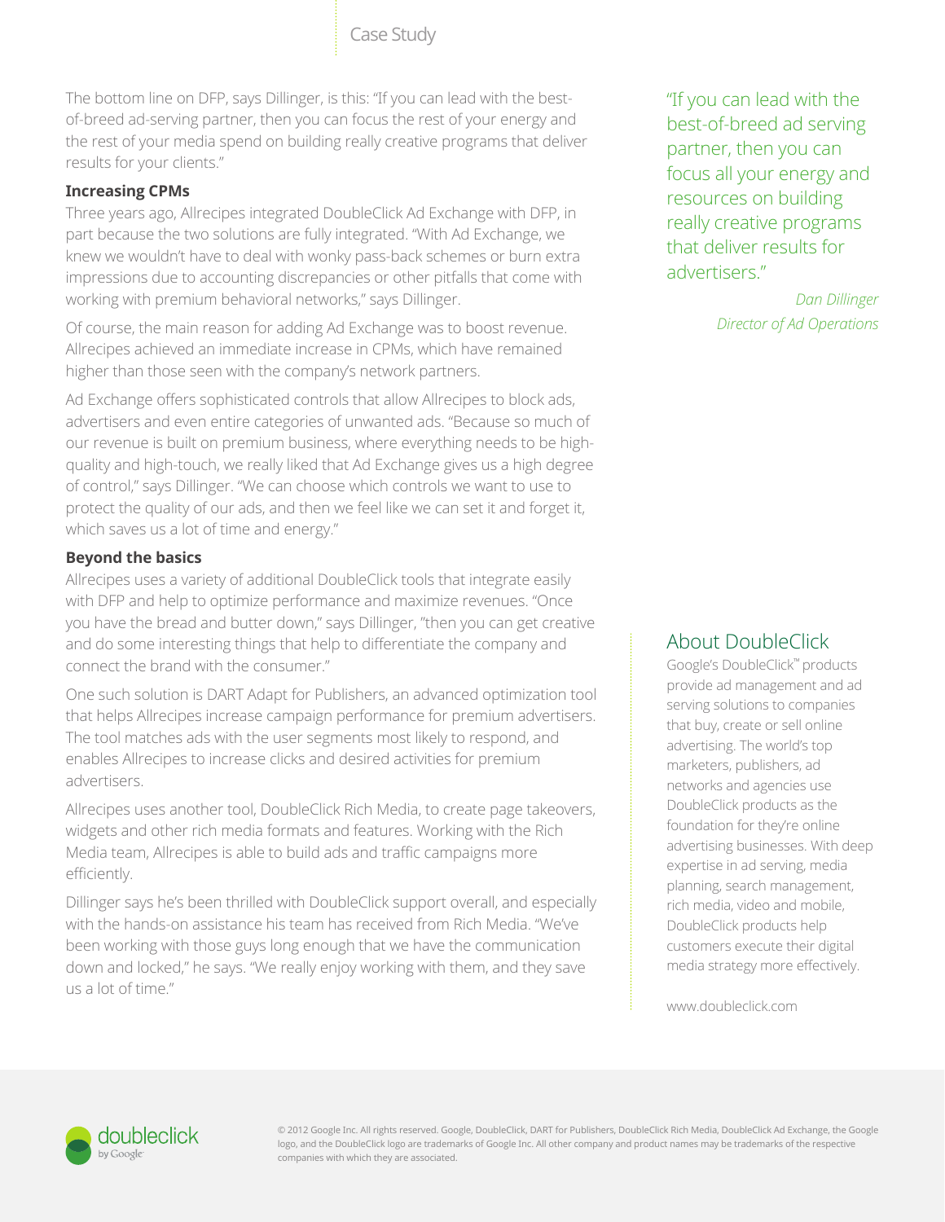The bottom line on DFP, says Dillinger, is this: "If you can lead with the best-of-breed ad-serving partner, then you can focus the rest of your energy and the rest of your media spend on building really creative programs that deliver results for your clients."

**Increasing CPMs**

Three years ago, Allrecipes integrated DoubleClick Ad Exchange with DFP, in part because the two solutions are fully integrated. "With Ad Exchange, we knew we wouldn't have to deal with wonky pass-back schemes or burn extra impressions due to accounting discrepancies or other pitfalls that come with working with premium behavioral networks," says Dillinger.

Of course, the main reason for adding Ad Exchange was to boost revenue. Allrecipes achieved an immediate increase in CPMs, which have remained higher than those seen with the company's network partners.

Ad Exchange offers sophisticated controls that allow Allrecipes to block ads, advertisers and even entire categories of unwanted ads. "Because so much of our revenue is built on premium business, where everything needs to be high-quality and high-touch, we really liked that Ad Exchange gives us a high degree of control," says Dillinger. "We can choose which controls we want to use to protect the quality of our ads, and then we feel like we can set it and forget it, which saves us a lot of time and energy."

**Beyond the basics**

Allrecipes uses a variety of additional DoubleClick tools that integrate easily with DFP and help to optimize performance and maximize revenues. "Once you have the bread and butter down," says Dillinger, "then you can get creative and do some interesting things that help to differentiate the company and connect the brand with the consumer."

One such solution is DART Adapt for Publishers, an advanced optimization tool that helps Allrecipes increase campaign performance for premium advertisers. The tool matches ads with the user segments most likely to respond, and enables Allrecipes to increase clicks and desired activities for premium advertisers.

Allrecipes uses another tool, DoubleClick Rich Media, to create page takeovers, widgets and other rich media formats and features. Working with the Rich Media team, Allrecipes is able to build ads and traffic campaigns more efficiently.

Dillinger says he's been thrilled with DoubleClick support overall, and especially with the hands-on assistance his team has received from Rich Media. "We've been working with those guys long enough that we have the communication down and locked," he says. "We really enjoy working with them, and they save us a lot of time."

"If you can lead with the best-of-breed ad serving partner, then you can focus all your energy and resources on building really creative programs that deliver results for advertisers."

*Dan Dillinger*
*Director of Ad Operations*

## About DoubleClick

Google's DoubleClick™ products provide ad management and ad serving solutions to companies that buy, create or sell online advertising. The world's top marketers, publishers, ad networks and agencies use DoubleClick products as the foundation for they're online advertising businesses. With deep expertise in ad serving, media planning, search management, rich media, video and mobile, DoubleClick products help customers execute their digital media strategy more effectively.

www.doubleclick.com

doubleclick by Google

© 2012 Google Inc. All rights reserved. Google, DoubleClick, DART for Publishers, DoubleClick Rich Media, DoubleClick Ad Exchange, the Google logo, and the DoubleClick logo are trademarks of Google Inc. All other company and product names may be trademarks of the respective companies with which they are associated.